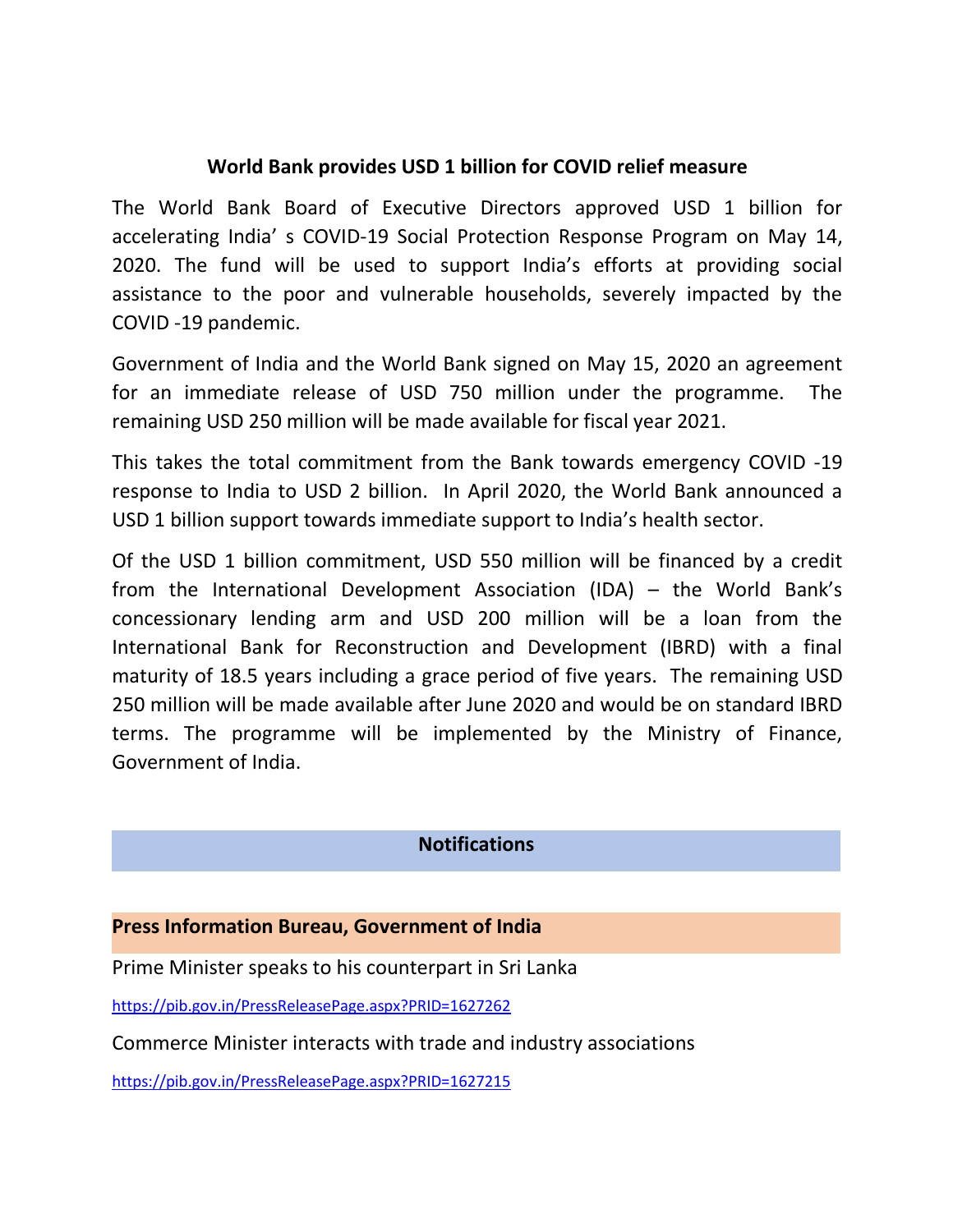## World Bank provides USD 1 billion for COVID relief measure

The World Bank Board of Executive Directors approved USD 1 billion for accelerating India' s COVID-19 Social Protection Response Program on May 14, 2020. The fund will be used to support India's efforts at providing social assistance to the poor and vulnerable households, severely impacted by the COVID -19 pandemic.

Government of India and the World Bank signed on May 15, 2020 an agreement for an immediate release of USD 750 million under the programme. The remaining USD 250 million will be made available for fiscal year 2021.

This takes the total commitment from the Bank towards emergency COVID -19 response to India to USD 2 billion. In April 2020, the World Bank announced a USD 1 billion support towards immediate support to India's health sector.

Of the USD 1 billion commitment, USD 550 million will be financed by a credit from the International Development Association (IDA) – the World Bank's concessionary lending arm and USD 200 million will be a loan from the International Bank for Reconstruction and Development (IBRD) with a final maturity of 18.5 years including a grace period of five years. The remaining USD 250 million will be made available after June 2020 and would be on standard IBRD terms. The programme will be implemented by the Ministry of Finance, Government of India.

## Notifications

### Press Information Bureau, Government of India

Prime Minister speaks to his counterpart in Sri Lanka

https://pib.gov.in/PressReleasePage.aspx?PRID=1627262

Commerce Minister interacts with trade and industry associations

https://pib.gov.in/PressReleasePage.aspx?PRID=1627215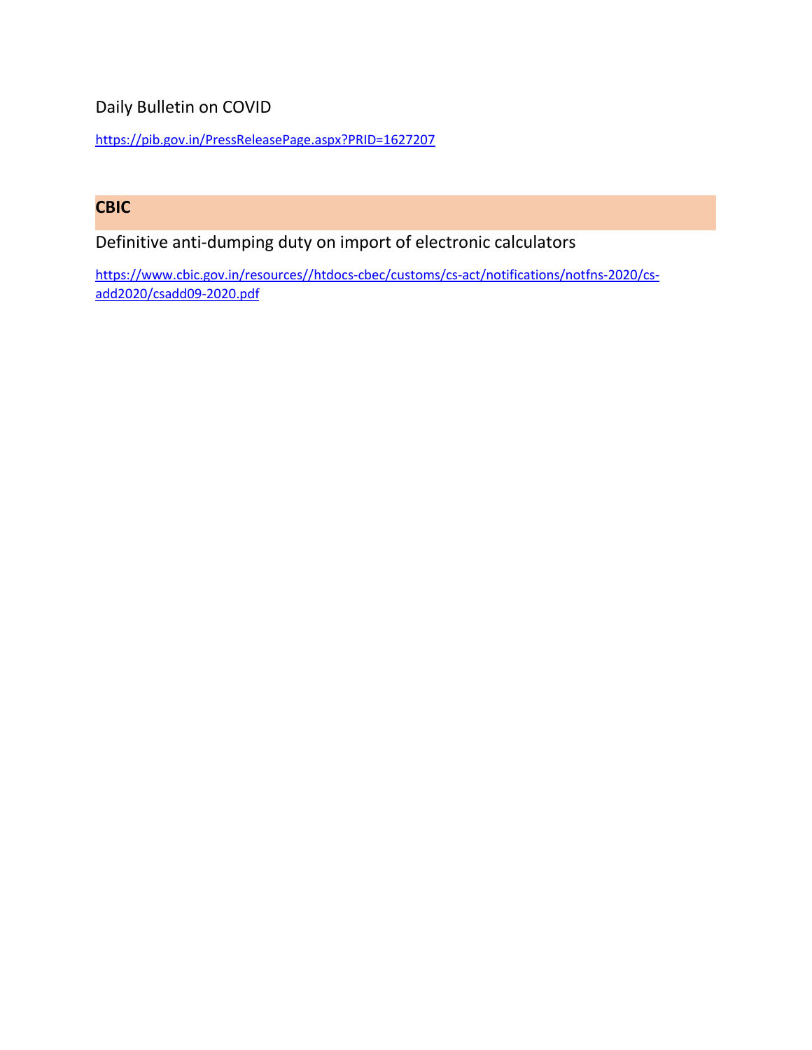Daily Bulletin on COVID

https://pib.gov.in/PressReleasePage.aspx?PRID=1627207

## CBIC

Definitive anti-dumping duty on import of electronic calculators

https://www.cbic.gov.in/resources//htdocs-cbec/customs/cs-act/notifications/notfns-2020/cs-add2020/csadd09-2020.pdf